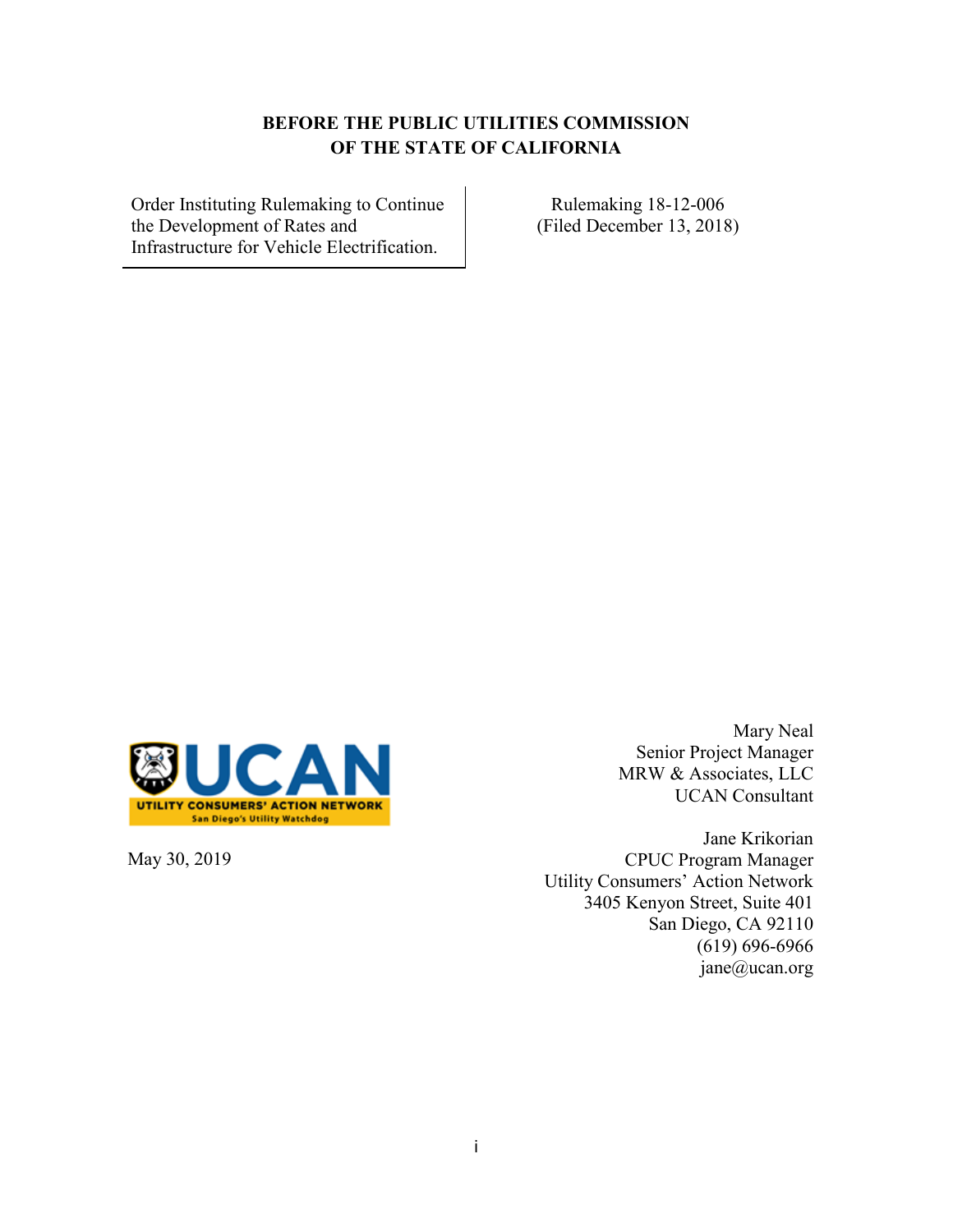**BEFORE THE PUBLIC UTILITIES COMMISSION OF THE STATE OF CALIFORNIA**

| | |
|---|---|
| Order Instituting Rulemaking to Continue the Development of Rates and Infrastructure for Vehicle Electrification. | Rulemaking 18-12-006 (Filed December 13, 2018) |

UCAN
UTILITY CONSUMERS' ACTION NETWORK
San Diego's Utility Watchdog

Mary Neal
Senior Project Manager
MRW & Associates, LLC
UCAN Consultant

May 30, 2019

Jane Krikorian
CPUC Program Manager
Utility Consumers' Action Network
3405 Kenyon Street, Suite 401
San Diego, CA 92110
(619) 696-6966
jane@ucan.org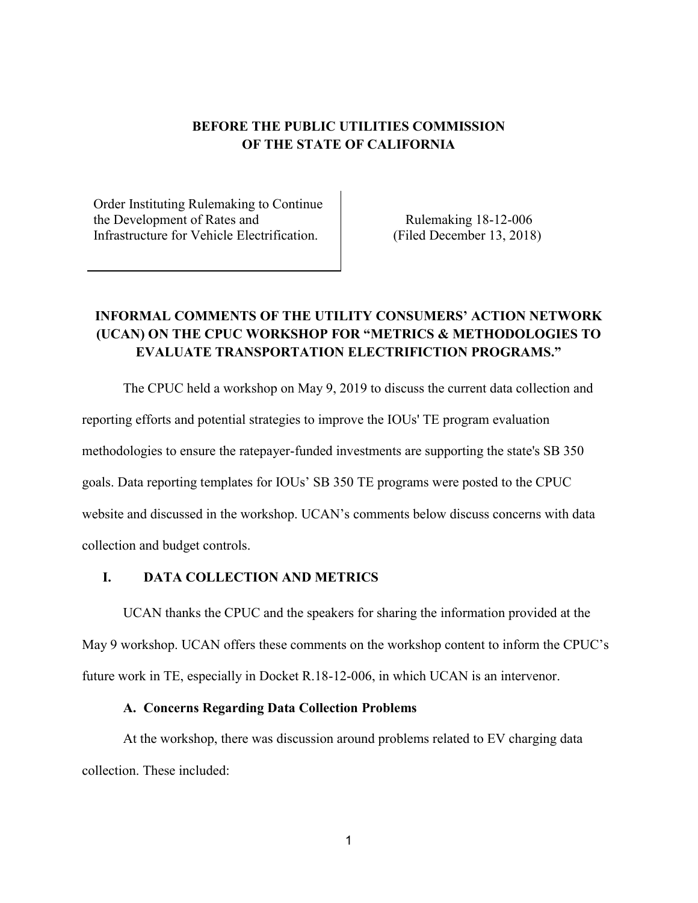**BEFORE THE PUBLIC UTILITIES COMMISSION OF THE STATE OF CALIFORNIA**

| Order Instituting Rulemaking to Continue the Development of Rates and Infrastructure for Vehicle Electrification. | Rulemaking 18-12-006 (Filed December 13, 2018) |
|---|---|

**INFORMAL COMMENTS OF THE UTILITY CONSUMERS' ACTION NETWORK (UCAN) ON THE CPUC WORKSHOP FOR "METRICS & METHODOLOGIES TO EVALUATE TRANSPORTATION ELECTRIFICTION PROGRAMS."**

The CPUC held a workshop on May 9, 2019 to discuss the current data collection and reporting efforts and potential strategies to improve the IOUs' TE program evaluation methodologies to ensure the ratepayer-funded investments are supporting the state's SB 350 goals. Data reporting templates for IOUs' SB 350 TE programs were posted to the CPUC website and discussed in the workshop. UCAN's comments below discuss concerns with data collection and budget controls.

## I. DATA COLLECTION AND METRICS

UCAN thanks the CPUC and the speakers for sharing the information provided at the May 9 workshop. UCAN offers these comments on the workshop content to inform the CPUC's future work in TE, especially in Docket R.18-12-006, in which UCAN is an intervenor.

### A. Concerns Regarding Data Collection Problems

At the workshop, there was discussion around problems related to EV charging data collection. These included: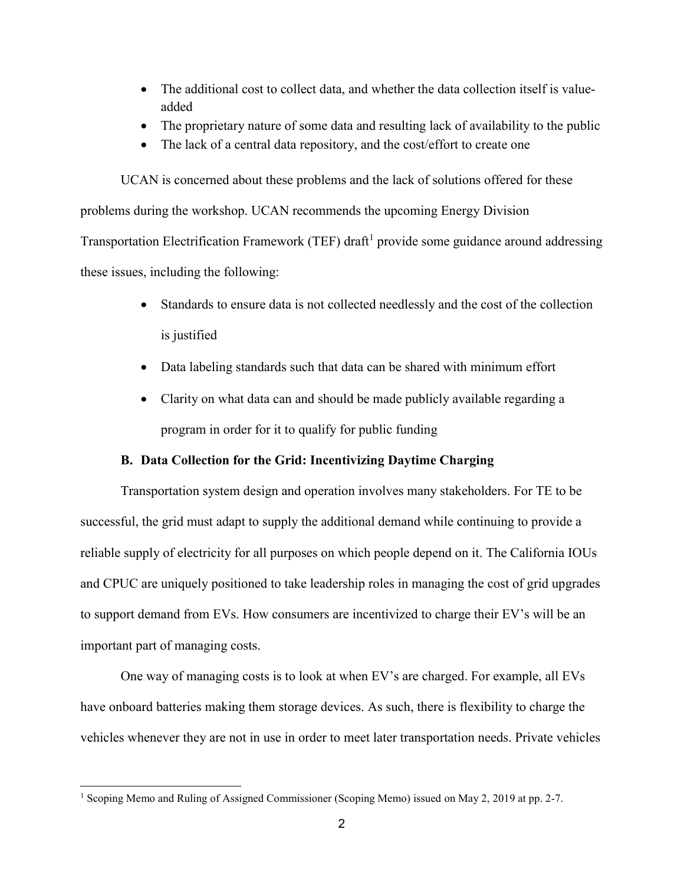- The additional cost to collect data, and whether the data collection itself is value-added
- The proprietary nature of some data and resulting lack of availability to the public
- The lack of a central data repository, and the cost/effort to create one

UCAN is concerned about these problems and the lack of solutions offered for these problems during the workshop. UCAN recommends the upcoming Energy Division Transportation Electrification Framework (TEF) draft[1] provide some guidance around addressing these issues, including the following:

- Standards to ensure data is not collected needlessly and the cost of the collection is justified
- Data labeling standards such that data can be shared with minimum effort
- Clarity on what data can and should be made publicly available regarding a program in order for it to qualify for public funding

### B. Data Collection for the Grid: Incentivizing Daytime Charging

Transportation system design and operation involves many stakeholders. For TE to be successful, the grid must adapt to supply the additional demand while continuing to provide a reliable supply of electricity for all purposes on which people depend on it. The California IOUs and CPUC are uniquely positioned to take leadership roles in managing the cost of grid upgrades to support demand from EVs. How consumers are incentivized to charge their EV's will be an important part of managing costs.

One way of managing costs is to look at when EV's are charged. For example, all EVs have onboard batteries making them storage devices. As such, there is flexibility to charge the vehicles whenever they are not in use in order to meet later transportation needs. Private vehicles

[1] Scoping Memo and Ruling of Assigned Commissioner (Scoping Memo) issued on May 2, 2019 at pp. 2-7.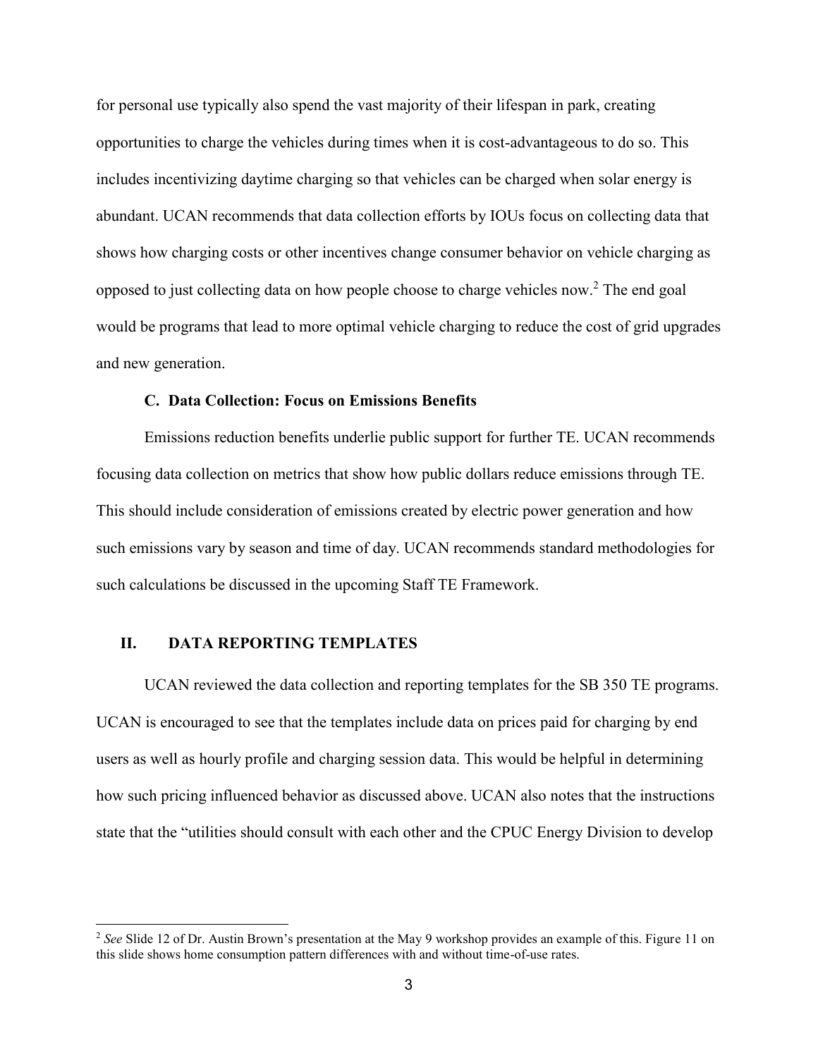for personal use typically also spend the vast majority of their lifespan in park, creating opportunities to charge the vehicles during times when it is cost-advantageous to do so. This includes incentivizing daytime charging so that vehicles can be charged when solar energy is abundant. UCAN recommends that data collection efforts by IOUs focus on collecting data that shows how charging costs or other incentives change consumer behavior on vehicle charging as opposed to just collecting data on how people choose to charge vehicles now.[2] The end goal would be programs that lead to more optimal vehicle charging to reduce the cost of grid upgrades and new generation.

### C. Data Collection: Focus on Emissions Benefits

Emissions reduction benefits underlie public support for further TE. UCAN recommends focusing data collection on metrics that show how public dollars reduce emissions through TE. This should include consideration of emissions created by electric power generation and how such emissions vary by season and time of day. UCAN recommends standard methodologies for such calculations be discussed in the upcoming Staff TE Framework.

## II. DATA REPORTING TEMPLATES

UCAN reviewed the data collection and reporting templates for the SB 350 TE programs. UCAN is encouraged to see that the templates include data on prices paid for charging by end users as well as hourly profile and charging session data. This would be helpful in determining how such pricing influenced behavior as discussed above. UCAN also notes that the instructions state that the "utilities should consult with each other and the CPUC Energy Division to develop

---

[2] *See* Slide 12 of Dr. Austin Brown's presentation at the May 9 workshop provides an example of this. Figure 11 on this slide shows home consumption pattern differences with and without time-of-use rates.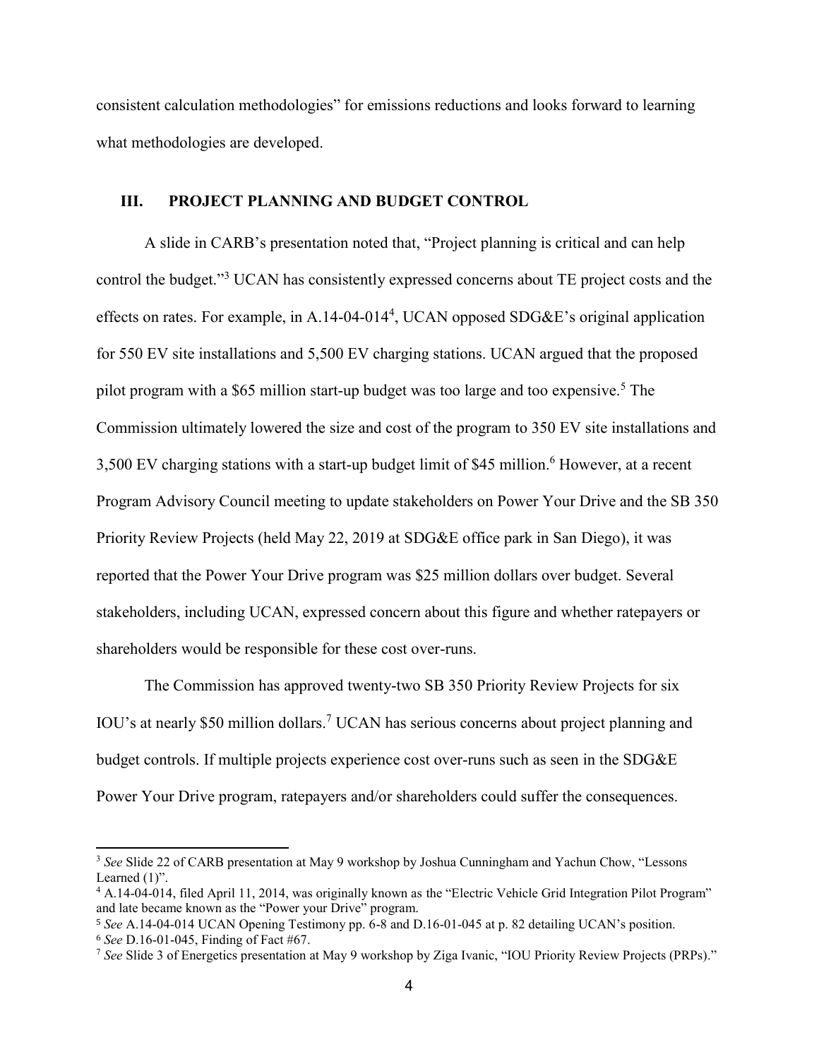consistent calculation methodologies" for emissions reductions and looks forward to learning what methodologies are developed.

## III. PROJECT PLANNING AND BUDGET CONTROL

A slide in CARB's presentation noted that, "Project planning is critical and can help control the budget."[3] UCAN has consistently expressed concerns about TE project costs and the effects on rates. For example, in A.14-04-014[4], UCAN opposed SDG&E's original application for 550 EV site installations and 5,500 EV charging stations. UCAN argued that the proposed pilot program with a $65 million start-up budget was too large and too expensive.[5] The Commission ultimately lowered the size and cost of the program to 350 EV site installations and 3,500 EV charging stations with a start-up budget limit of $45 million.[6] However, at a recent Program Advisory Council meeting to update stakeholders on Power Your Drive and the SB 350 Priority Review Projects (held May 22, 2019 at SDG&E office park in San Diego), it was reported that the Power Your Drive program was $25 million dollars over budget. Several stakeholders, including UCAN, expressed concern about this figure and whether ratepayers or shareholders would be responsible for these cost over-runs.

The Commission has approved twenty-two SB 350 Priority Review Projects for six IOU's at nearly $50 million dollars.[7] UCAN has serious concerns about project planning and budget controls. If multiple projects experience cost over-runs such as seen in the SDG&E Power Your Drive program, ratepayers and/or shareholders could suffer the consequences.

---

[3] *See* Slide 22 of CARB presentation at May 9 workshop by Joshua Cunningham and Yachun Chow, "Lessons Learned (1)".

[4] A.14-04-014, filed April 11, 2014, was originally known as the "Electric Vehicle Grid Integration Pilot Program" and late became known as the "Power your Drive" program.

[5] *See* A.14-04-014 UCAN Opening Testimony pp. 6-8 and D.16-01-045 at p. 82 detailing UCAN's position.

[6] *See* D.16-01-045, Finding of Fact #67.

[7] *See* Slide 3 of Energetics presentation at May 9 workshop by Ziga Ivanic, "IOU Priority Review Projects (PRPs)."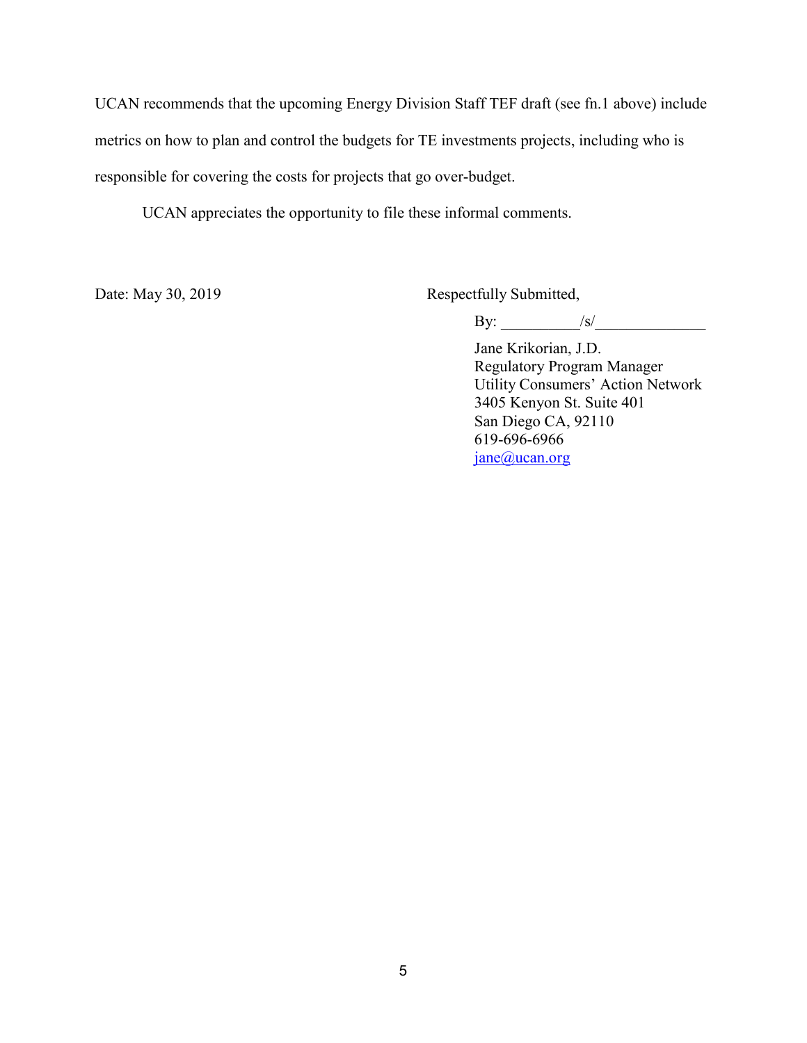UCAN recommends that the upcoming Energy Division Staff TEF draft (see fn.1 above) include metrics on how to plan and control the budgets for TE investments projects, including who is responsible for covering the costs for projects that go over-budget.

UCAN appreciates the opportunity to file these informal comments.

Date: May 30, 2019

Respectfully Submitted,

By: __________/s/______________

Jane Krikorian, J.D.
Regulatory Program Manager
Utility Consumers' Action Network
3405 Kenyon St. Suite 401
San Diego CA, 92110
619-696-6966
jane@ucan.org